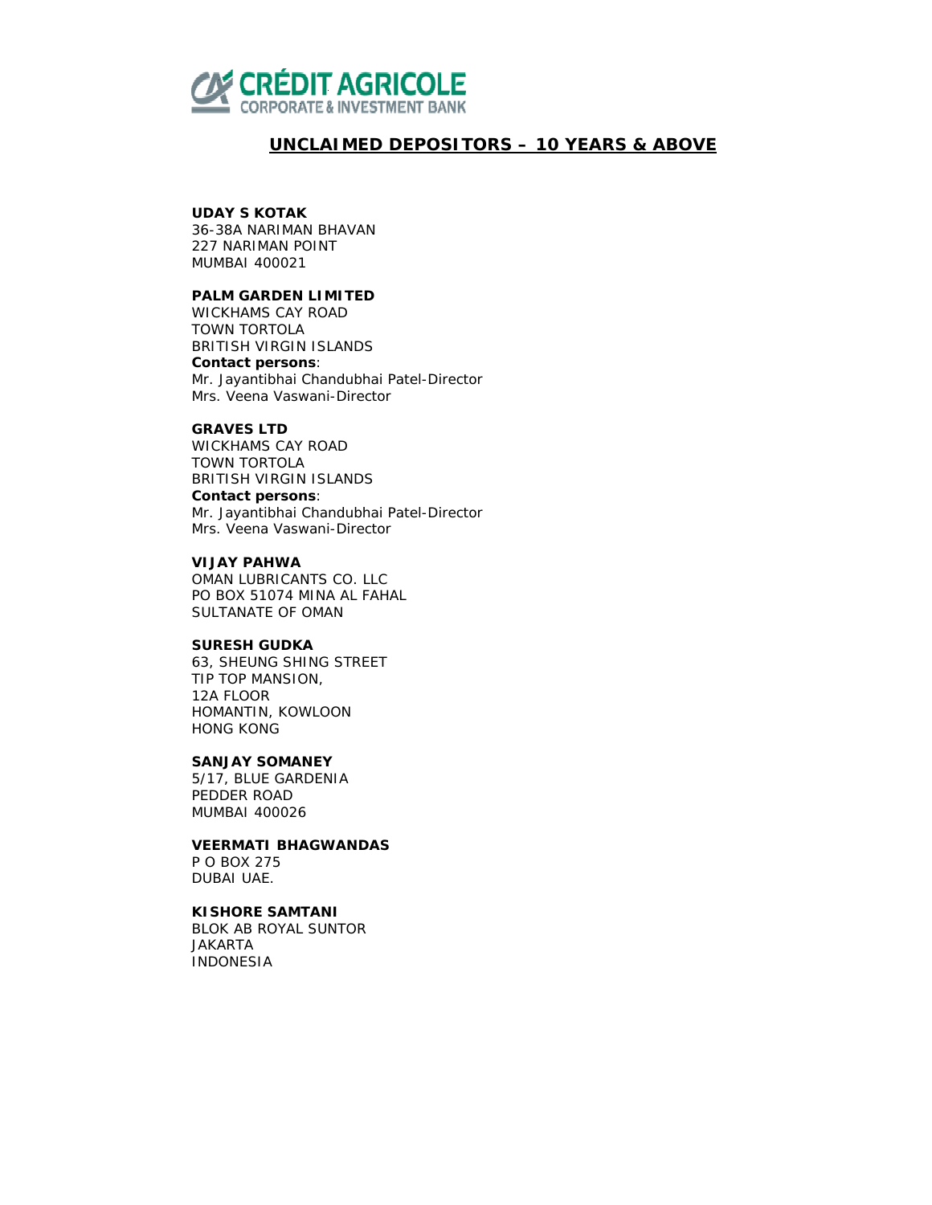CRÉDIT AGRICOLE
CORPORATE & INVESTMENT BANK

# UNCLAIMED DEPOSITORS – 10 YEARS & ABOVE

**UDAY S KOTAK**
36-38A NARIMAN BHAVAN
227 NARIMAN POINT
MUMBAI 400021

**PALM GARDEN LIMITED**
WICKHAMS CAY ROAD
TOWN TORTOLA
BRITISH VIRGIN ISLANDS
**Contact persons**:
Mr. Jayantibhai Chandubhai Patel-Director
Mrs. Veena Vaswani-Director

**GRAVES LTD**
WICKHAMS CAY ROAD
TOWN TORTOLA
BRITISH VIRGIN ISLANDS
**Contact persons**:
Mr. Jayantibhai Chandubhai Patel-Director
Mrs. Veena Vaswani-Director

**VIJAY PAHWA**
OMAN LUBRICANTS CO. LLC
PO BOX 51074 MINA AL FAHAL
SULTANATE OF OMAN

**SURESH GUDKA**
63, SHEUNG SHING STREET
TIP TOP MANSION,
12A FLOOR
HOMANTIN, KOWLOON
HONG KONG

**SANJAY SOMANEY**
5/17, BLUE GARDENIA
PEDDER ROAD
MUMBAI 400026

**VEERMATI BHAGWANDAS**
P O BOX 275
DUBAI UAE.

**KISHORE SAMTANI**
BLOK AB ROYAL SUNTOR
JAKARTA
INDONESIA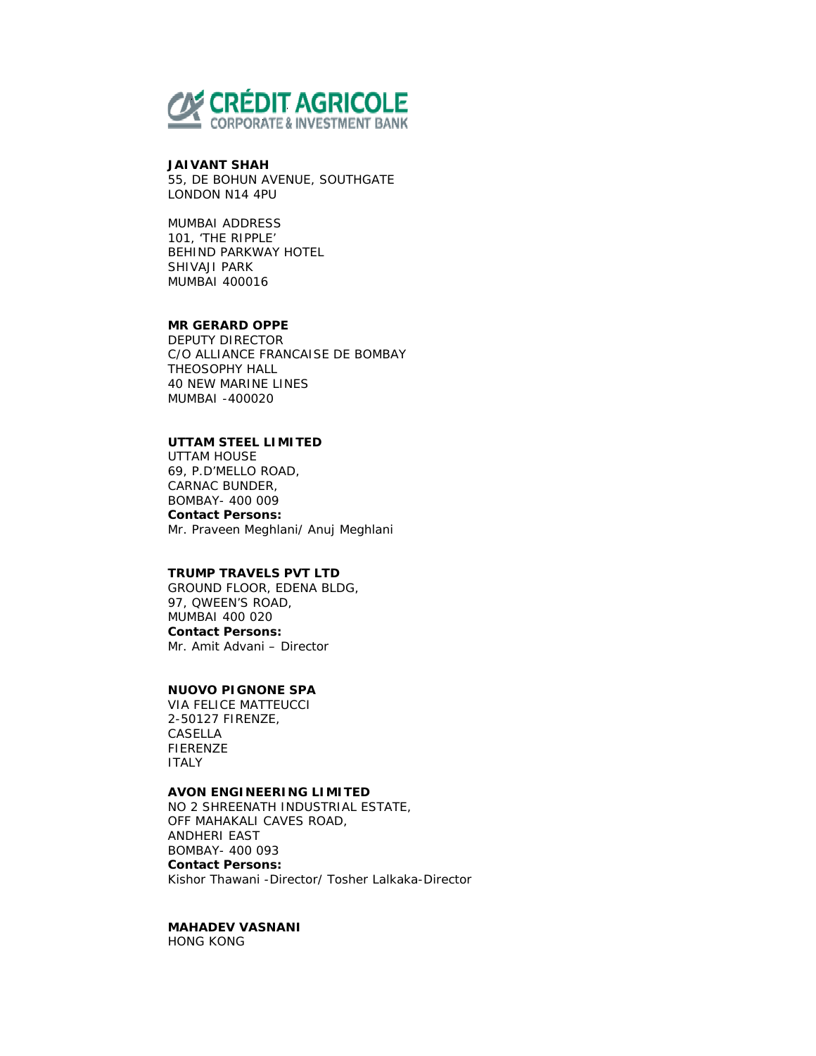CRÉDIT AGRICOLE
CORPORATE & INVESTMENT BANK

**JAIVANT SHAH**
55, DE BOHUN AVENUE, SOUTHGATE
LONDON N14 4PU

MUMBAI ADDRESS
101, 'THE RIPPLE'
BEHIND PARKWAY HOTEL
SHIVAJI PARK
MUMBAI 400016

**MR GERARD OPPE**
DEPUTY DIRECTOR
C/O ALLIANCE FRANCAISE DE BOMBAY
THEOSOPHY HALL
40 NEW MARINE LINES
MUMBAI -400020

**UTTAM STEEL LIMITED**
UTTAM HOUSE
69, P.D'MELLO ROAD,
CARNAC BUNDER,
BOMBAY- 400 009
**Contact Persons:**
Mr. Praveen Meghlani/ Anuj Meghlani

**TRUMP TRAVELS PVT LTD**
GROUND FLOOR, EDENA BLDG,
97, QWEEN'S ROAD,
MUMBAI 400 020
**Contact Persons:**
Mr. Amit Advani – Director

**NUOVO PIGNONE SPA**
VIA FELICE MATTEUCCI
2-50127 FIRENZE,
CASELLA
FIERENZE
ITALY

**AVON ENGINEERING LIMITED**
NO 2 SHREENATH INDUSTRIAL ESTATE,
OFF MAHAKALI CAVES ROAD,
ANDHERI EAST
BOMBAY- 400 093
**Contact Persons:**
Kishor Thawani -Director/ Tosher Lalkaka-Director

**MAHADEV VASNANI**
HONG KONG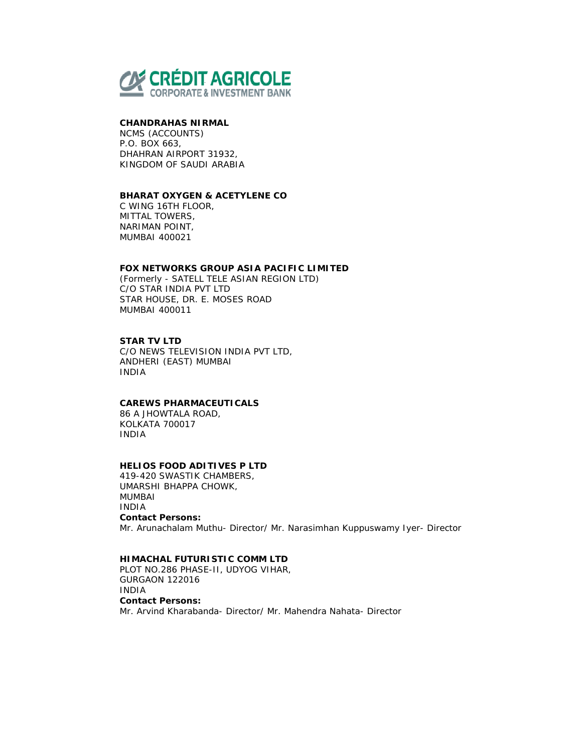**CHANDRAHAS NIRMAL**
NCMS (ACCOUNTS)
P.O. BOX 663,
DHAHRAN AIRPORT 31932,
KINGDOM OF SAUDI ARABIA

**BHARAT OXYGEN & ACETYLENE CO**
C WING 16TH FLOOR,
MITTAL TOWERS,
NARIMAN POINT,
MUMBAI 400021

**FOX NETWORKS GROUP ASIA PACIFIC LIMITED**
(Formerly - SATELL TELE ASIAN REGION LTD)
C/O STAR INDIA PVT LTD
STAR HOUSE, DR. E. MOSES ROAD
MUMBAI 400011

**STAR TV LTD**
C/O NEWS TELEVISION INDIA PVT LTD,
ANDHERI (EAST) MUMBAI
INDIA

**CAREWS PHARMACEUTICALS**
86 A JHOWTALA ROAD,
KOLKATA 700017
INDIA

**HELIOS FOOD ADITIVES P LTD**
419-420 SWASTIK CHAMBERS,
UMARSHI BHAPPA CHOWK,
MUMBAI
INDIA
**Contact Persons:**
Mr. Arunachalam Muthu- Director/ Mr. Narasimhan Kuppuswamy Iyer- Director

**HIMACHAL FUTURISTIC COMM LTD**
PLOT NO.286 PHASE-II, UDYOG VIHAR,
GURGAON 122016
INDIA
**Contact Persons:**
Mr. Arvind Kharabanda- Director/ Mr. Mahendra Nahata- Director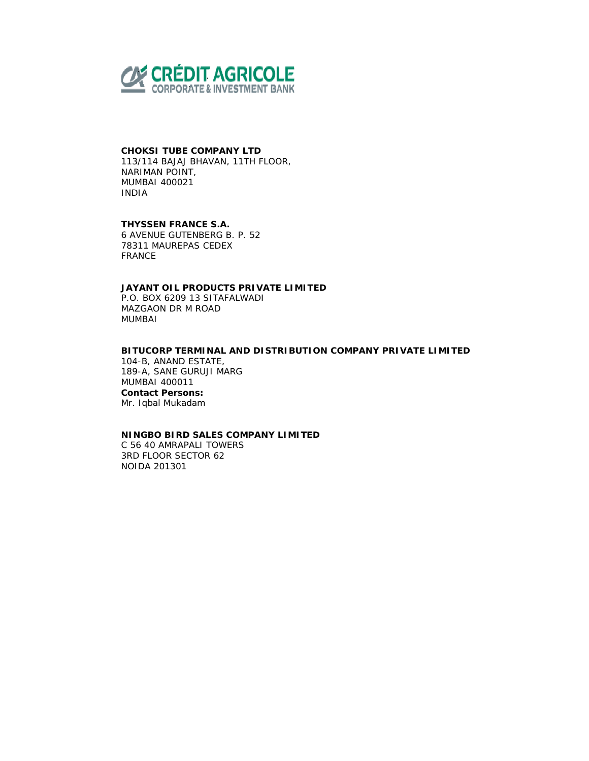CRÉDIT AGRICOLE
CORPORATE & INVESTMENT BANK

**CHOKSI TUBE COMPANY LTD**
113/114 BAJAJ BHAVAN, 11TH FLOOR,
NARIMAN POINT,
MUMBAI 400021
INDIA

**THYSSEN FRANCE S.A.**
6 AVENUE GUTENBERG B. P. 52
78311 MAUREPAS CEDEX
FRANCE

**JAYANT OIL PRODUCTS PRIVATE LIMITED**
P.O. BOX 6209 13 SITAFALWADI
MAZGAON DR M ROAD
MUMBAI

**BITUCORP TERMINAL AND DISTRIBUTION COMPANY PRIVATE LIMITED**
104-B, ANAND ESTATE,
189-A, SANE GURUJI MARG
MUMBAI 400011
**Contact Persons:**
Mr. Iqbal Mukadam

**NINGBO BIRD SALES COMPANY LIMITED**
C 56 40 AMRAPALI TOWERS
3RD FLOOR SECTOR 62
NOIDA 201301